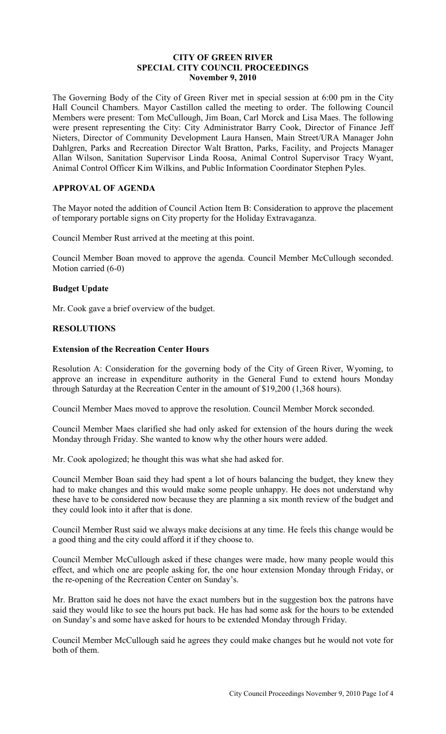**CITY OF GREEN RIVER**
**SPECIAL CITY COUNCIL PROCEEDINGS**
**November 9, 2010**

The Governing Body of the City of Green River met in special session at 6:00 pm in the City Hall Council Chambers. Mayor Castillon called the meeting to order. The following Council Members were present: Tom McCullough, Jim Boan, Carl Morck and Lisa Maes. The following were present representing the City: City Administrator Barry Cook, Director of Finance Jeff Nieters, Director of Community Development Laura Hansen, Main Street/URA Manager John Dahlgren, Parks and Recreation Director Walt Bratton, Parks, Facility, and Projects Manager Allan Wilson, Sanitation Supervisor Linda Roosa, Animal Control Supervisor Tracy Wyant, Animal Control Officer Kim Wilkins, and Public Information Coordinator Stephen Pyles.

## APPROVAL OF AGENDA

The Mayor noted the addition of Council Action Item B: Consideration to approve the placement of temporary portable signs on City property for the Holiday Extravaganza.

Council Member Rust arrived at the meeting at this point.

Council Member Boan moved to approve the agenda. Council Member McCullough seconded. Motion carried (6-0)

### Budget Update

Mr. Cook gave a brief overview of the budget.

## RESOLUTIONS

### Extension of the Recreation Center Hours

Resolution A: Consideration for the governing body of the City of Green River, Wyoming, to approve an increase in expenditure authority in the General Fund to extend hours Monday through Saturday at the Recreation Center in the amount of $19,200 (1,368 hours).

Council Member Maes moved to approve the resolution. Council Member Morck seconded.

Council Member Maes clarified she had only asked for extension of the hours during the week Monday through Friday. She wanted to know why the other hours were added.

Mr. Cook apologized; he thought this was what she had asked for.

Council Member Boan said they had spent a lot of hours balancing the budget, they knew they had to make changes and this would make some people unhappy. He does not understand why these have to be considered now because they are planning a six month review of the budget and they could look into it after that is done.

Council Member Rust said we always make decisions at any time. He feels this change would be a good thing and the city could afford it if they choose to.

Council Member McCullough asked if these changes were made, how many people would this effect, and which one are people asking for, the one hour extension Monday through Friday, or the re-opening of the Recreation Center on Sunday's.

Mr. Bratton said he does not have the exact numbers but in the suggestion box the patrons have said they would like to see the hours put back. He has had some ask for the hours to be extended on Sunday's and some have asked for hours to be extended Monday through Friday.

Council Member McCullough said he agrees they could make changes but he would not vote for both of them.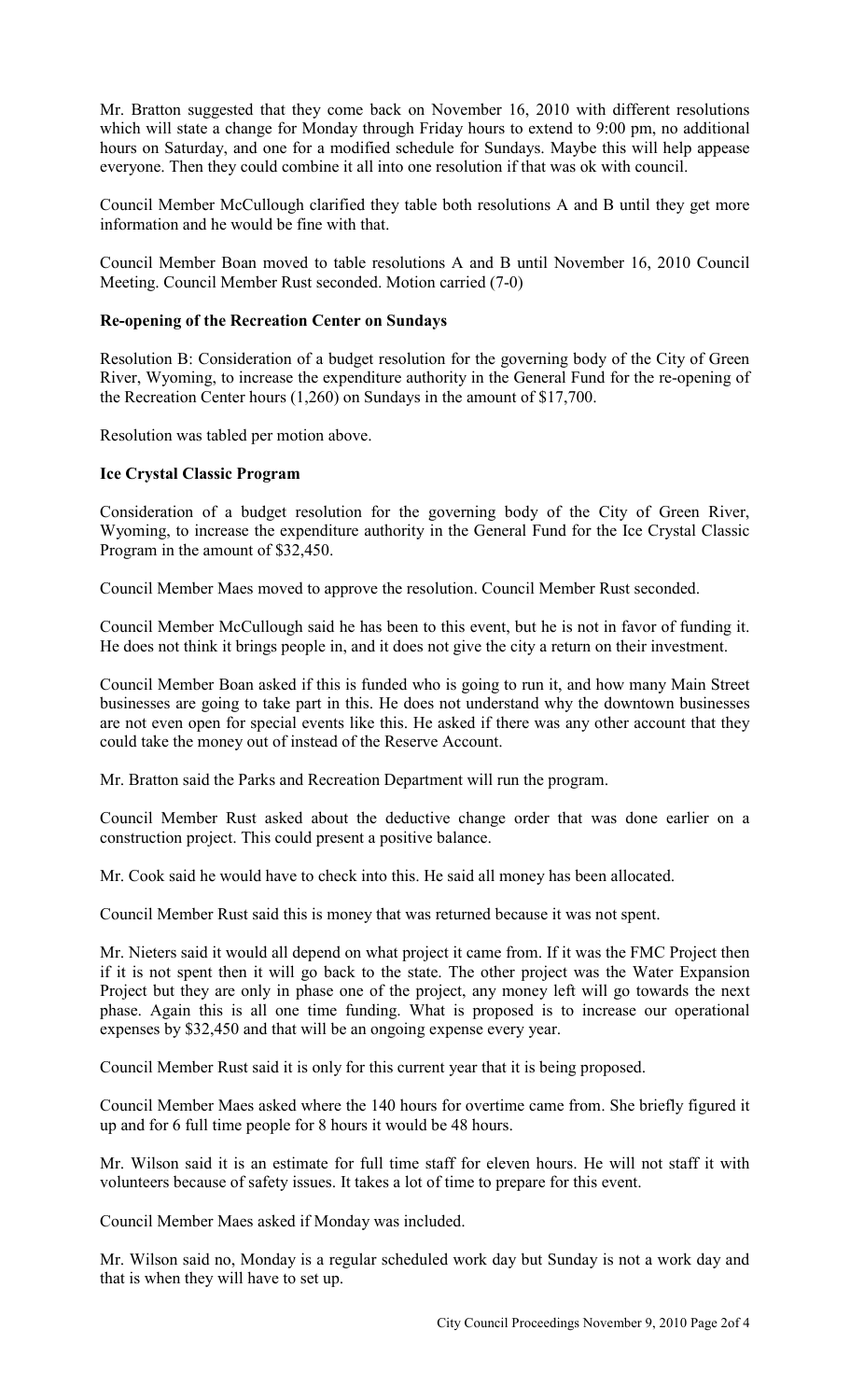Mr. Bratton suggested that they come back on November 16, 2010 with different resolutions which will state a change for Monday through Friday hours to extend to 9:00 pm, no additional hours on Saturday, and one for a modified schedule for Sundays. Maybe this will help appease everyone. Then they could combine it all into one resolution if that was ok with council.

Council Member McCullough clarified they table both resolutions A and B until they get more information and he would be fine with that.

Council Member Boan moved to table resolutions A and B until November 16, 2010 Council Meeting. Council Member Rust seconded. Motion carried (7-0)

**Re-opening of the Recreation Center on Sundays**

Resolution B: Consideration of a budget resolution for the governing body of the City of Green River, Wyoming, to increase the expenditure authority in the General Fund for the re-opening of the Recreation Center hours (1,260) on Sundays in the amount of $17,700.

Resolution was tabled per motion above.

**Ice Crystal Classic Program**

Consideration of a budget resolution for the governing body of the City of Green River, Wyoming, to increase the expenditure authority in the General Fund for the Ice Crystal Classic Program in the amount of $32,450.

Council Member Maes moved to approve the resolution. Council Member Rust seconded.

Council Member McCullough said he has been to this event, but he is not in favor of funding it. He does not think it brings people in, and it does not give the city a return on their investment.

Council Member Boan asked if this is funded who is going to run it, and how many Main Street businesses are going to take part in this. He does not understand why the downtown businesses are not even open for special events like this. He asked if there was any other account that they could take the money out of instead of the Reserve Account.

Mr. Bratton said the Parks and Recreation Department will run the program.

Council Member Rust asked about the deductive change order that was done earlier on a construction project. This could present a positive balance.

Mr. Cook said he would have to check into this. He said all money has been allocated.

Council Member Rust said this is money that was returned because it was not spent.

Mr. Nieters said it would all depend on what project it came from. If it was the FMC Project then if it is not spent then it will go back to the state. The other project was the Water Expansion Project but they are only in phase one of the project, any money left will go towards the next phase. Again this is all one time funding. What is proposed is to increase our operational expenses by $32,450 and that will be an ongoing expense every year.

Council Member Rust said it is only for this current year that it is being proposed.

Council Member Maes asked where the 140 hours for overtime came from. She briefly figured it up and for 6 full time people for 8 hours it would be 48 hours.

Mr. Wilson said it is an estimate for full time staff for eleven hours. He will not staff it with volunteers because of safety issues. It takes a lot of time to prepare for this event.

Council Member Maes asked if Monday was included.

Mr. Wilson said no, Monday is a regular scheduled work day but Sunday is not a work day and that is when they will have to set up.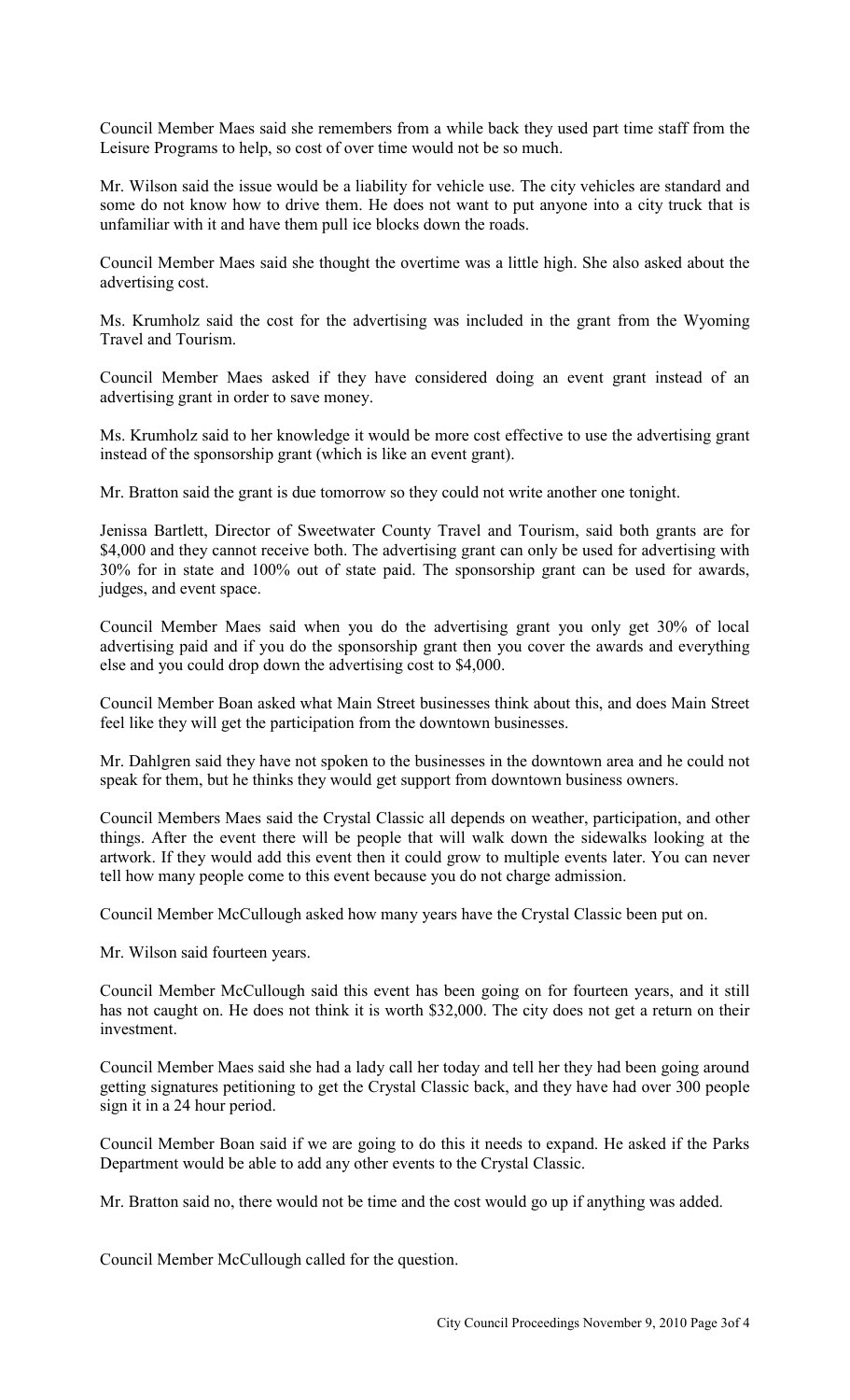Council Member Maes said she remembers from a while back they used part time staff from the Leisure Programs to help, so cost of over time would not be so much.

Mr. Wilson said the issue would be a liability for vehicle use. The city vehicles are standard and some do not know how to drive them. He does not want to put anyone into a city truck that is unfamiliar with it and have them pull ice blocks down the roads.

Council Member Maes said she thought the overtime was a little high. She also asked about the advertising cost.

Ms. Krumholz said the cost for the advertising was included in the grant from the Wyoming Travel and Tourism.

Council Member Maes asked if they have considered doing an event grant instead of an advertising grant in order to save money.

Ms. Krumholz said to her knowledge it would be more cost effective to use the advertising grant instead of the sponsorship grant (which is like an event grant).

Mr. Bratton said the grant is due tomorrow so they could not write another one tonight.

Jenissa Bartlett, Director of Sweetwater County Travel and Tourism, said both grants are for $4,000 and they cannot receive both. The advertising grant can only be used for advertising with 30% for in state and 100% out of state paid. The sponsorship grant can be used for awards, judges, and event space.

Council Member Maes said when you do the advertising grant you only get 30% of local advertising paid and if you do the sponsorship grant then you cover the awards and everything else and you could drop down the advertising cost to $4,000.

Council Member Boan asked what Main Street businesses think about this, and does Main Street feel like they will get the participation from the downtown businesses.

Mr. Dahlgren said they have not spoken to the businesses in the downtown area and he could not speak for them, but he thinks they would get support from downtown business owners.

Council Members Maes said the Crystal Classic all depends on weather, participation, and other things. After the event there will be people that will walk down the sidewalks looking at the artwork. If they would add this event then it could grow to multiple events later. You can never tell how many people come to this event because you do not charge admission.

Council Member McCullough asked how many years have the Crystal Classic been put on.

Mr. Wilson said fourteen years.

Council Member McCullough said this event has been going on for fourteen years, and it still has not caught on. He does not think it is worth $32,000. The city does not get a return on their investment.

Council Member Maes said she had a lady call her today and tell her they had been going around getting signatures petitioning to get the Crystal Classic back, and they have had over 300 people sign it in a 24 hour period.

Council Member Boan said if we are going to do this it needs to expand. He asked if the Parks Department would be able to add any other events to the Crystal Classic.

Mr. Bratton said no, there would not be time and the cost would go up if anything was added.

Council Member McCullough called for the question.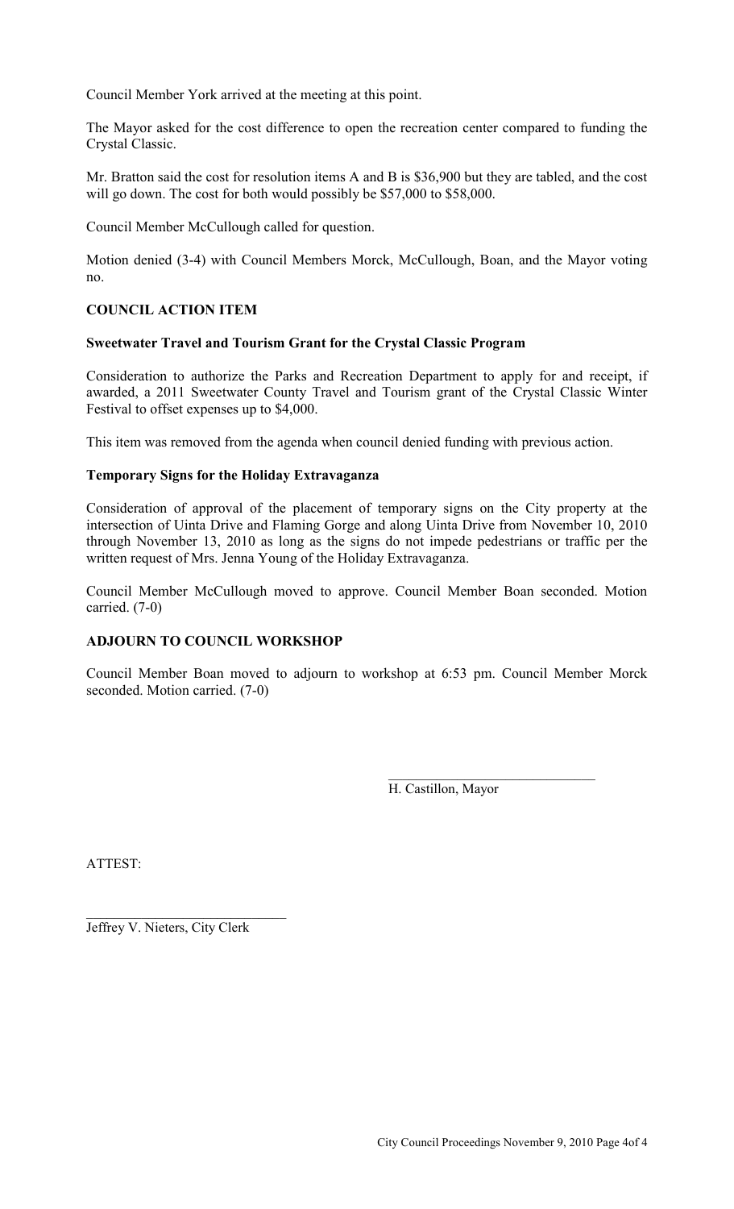Council Member York arrived at the meeting at this point.

The Mayor asked for the cost difference to open the recreation center compared to funding the Crystal Classic.

Mr. Bratton said the cost for resolution items A and B is $36,900 but they are tabled, and the cost will go down. The cost for both would possibly be $57,000 to $58,000.

Council Member McCullough called for question.

Motion denied (3-4) with Council Members Morck, McCullough, Boan, and the Mayor voting no.

## COUNCIL ACTION ITEM

### Sweetwater Travel and Tourism Grant for the Crystal Classic Program

Consideration to authorize the Parks and Recreation Department to apply for and receipt, if awarded, a 2011 Sweetwater County Travel and Tourism grant of the Crystal Classic Winter Festival to offset expenses up to $4,000.

This item was removed from the agenda when council denied funding with previous action.

### Temporary Signs for the Holiday Extravaganza

Consideration of approval of the placement of temporary signs on the City property at the intersection of Uinta Drive and Flaming Gorge and along Uinta Drive from November 10, 2010 through November 13, 2010 as long as the signs do not impede pedestrians or traffic per the written request of Mrs. Jenna Young of the Holiday Extravaganza.

Council Member McCullough moved to approve. Council Member Boan seconded. Motion carried. (7-0)

## ADJOURN TO COUNCIL WORKSHOP

Council Member Boan moved to adjourn to workshop at 6:53 pm. Council Member Morck seconded. Motion carried. (7-0)

_______________________________
H. Castillon, Mayor

ATTEST:

_______________________________
Jeffrey V. Nieters, City Clerk